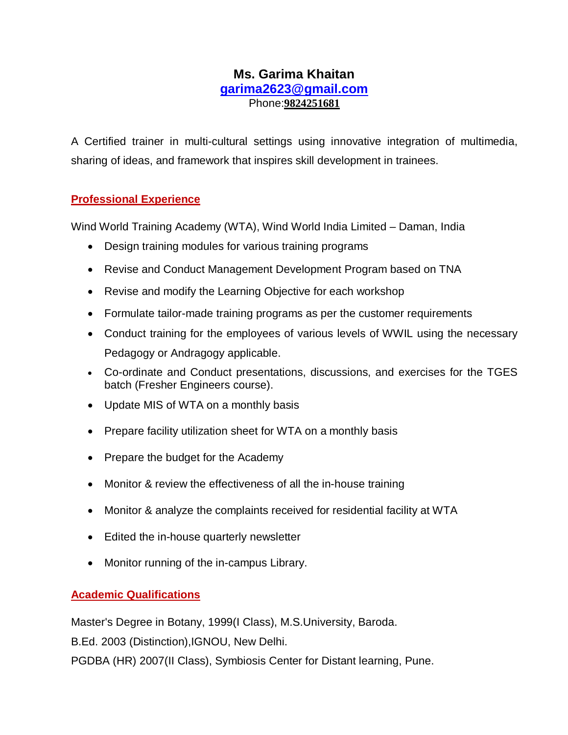# Ms. Garima Khaitan

**garima2623@gmail.com**

Phone:**9824251681**

A Certified trainer in multi-cultural settings using innovative integration of multimedia, sharing of ideas, and framework that inspires skill development in trainees.

## Professional Experience

Wind World Training Academy (WTA), Wind World India Limited – Daman, India

- Design training modules for various training programs
- Revise and Conduct Management Development Program based on TNA
- Revise and modify the Learning Objective for each workshop
- Formulate tailor-made training programs as per the customer requirements
- Conduct training for the employees of various levels of WWIL using the necessary Pedagogy or Andragogy applicable.
- Co-ordinate and Conduct presentations, discussions, and exercises for the TGES batch (Fresher Engineers course).
- Update MIS of WTA on a monthly basis
- Prepare facility utilization sheet for WTA on a monthly basis
- Prepare the budget for the Academy
- Monitor & review the effectiveness of all the in-house training
- Monitor & analyze the complaints received for residential facility at WTA
- Edited the in-house quarterly newsletter
- Monitor running of the in-campus Library.

## Academic Qualifications

Master's Degree in Botany, 1999(I Class), M.S.University, Baroda.

B.Ed. 2003 (Distinction),IGNOU, New Delhi.

PGDBA (HR) 2007(II Class), Symbiosis Center for Distant learning, Pune.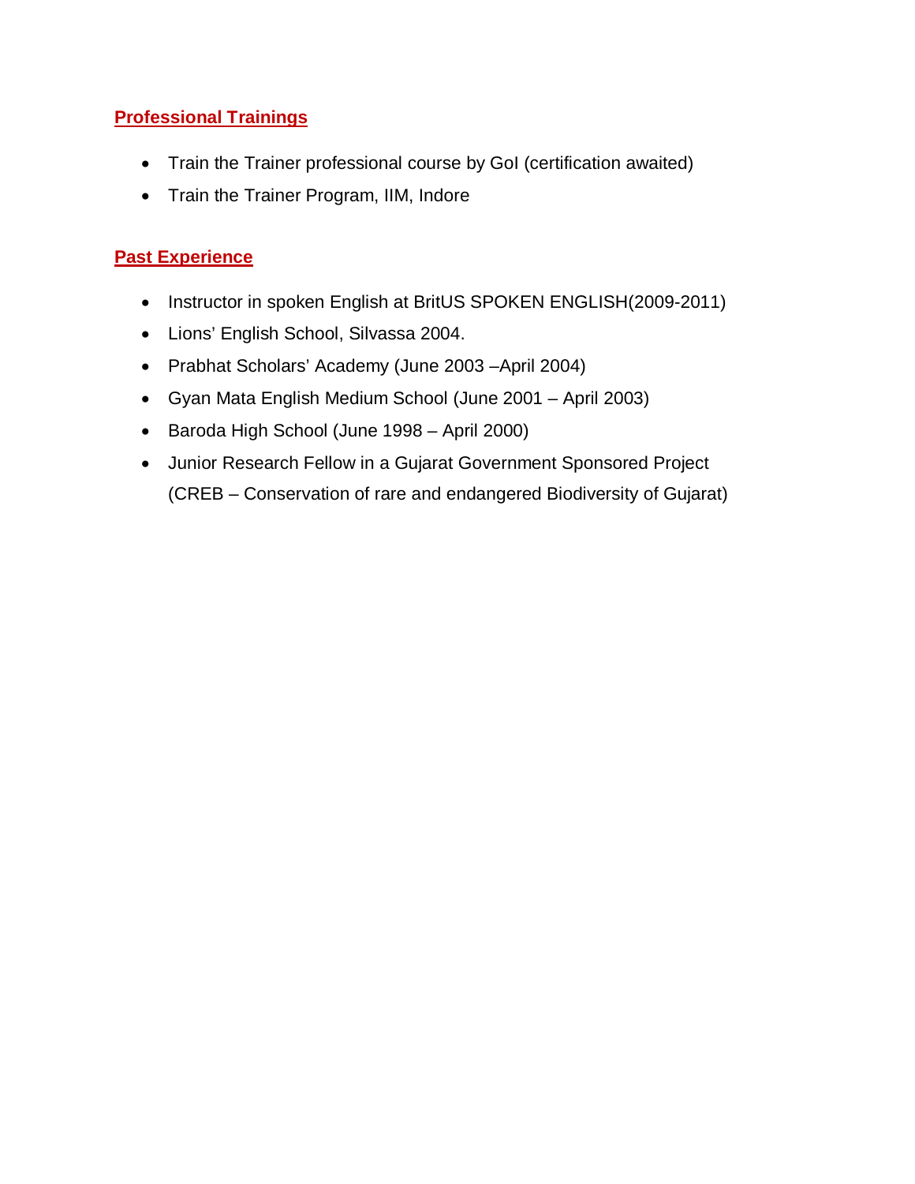## Professional Trainings

- Train the Trainer professional course by GoI (certification awaited)
- Train the Trainer Program, IIM, Indore

## Past Experience

- Instructor in spoken English at BritUS SPOKEN ENGLISH(2009-2011)
- Lions' English School, Silvassa 2004.
- Prabhat Scholars' Academy (June 2003 –April 2004)
- Gyan Mata English Medium School (June 2001 – April 2003)
- Baroda High School (June 1998 – April 2000)
- Junior Research Fellow in a Gujarat Government Sponsored Project (CREB – Conservation of rare and endangered Biodiversity of Gujarat)